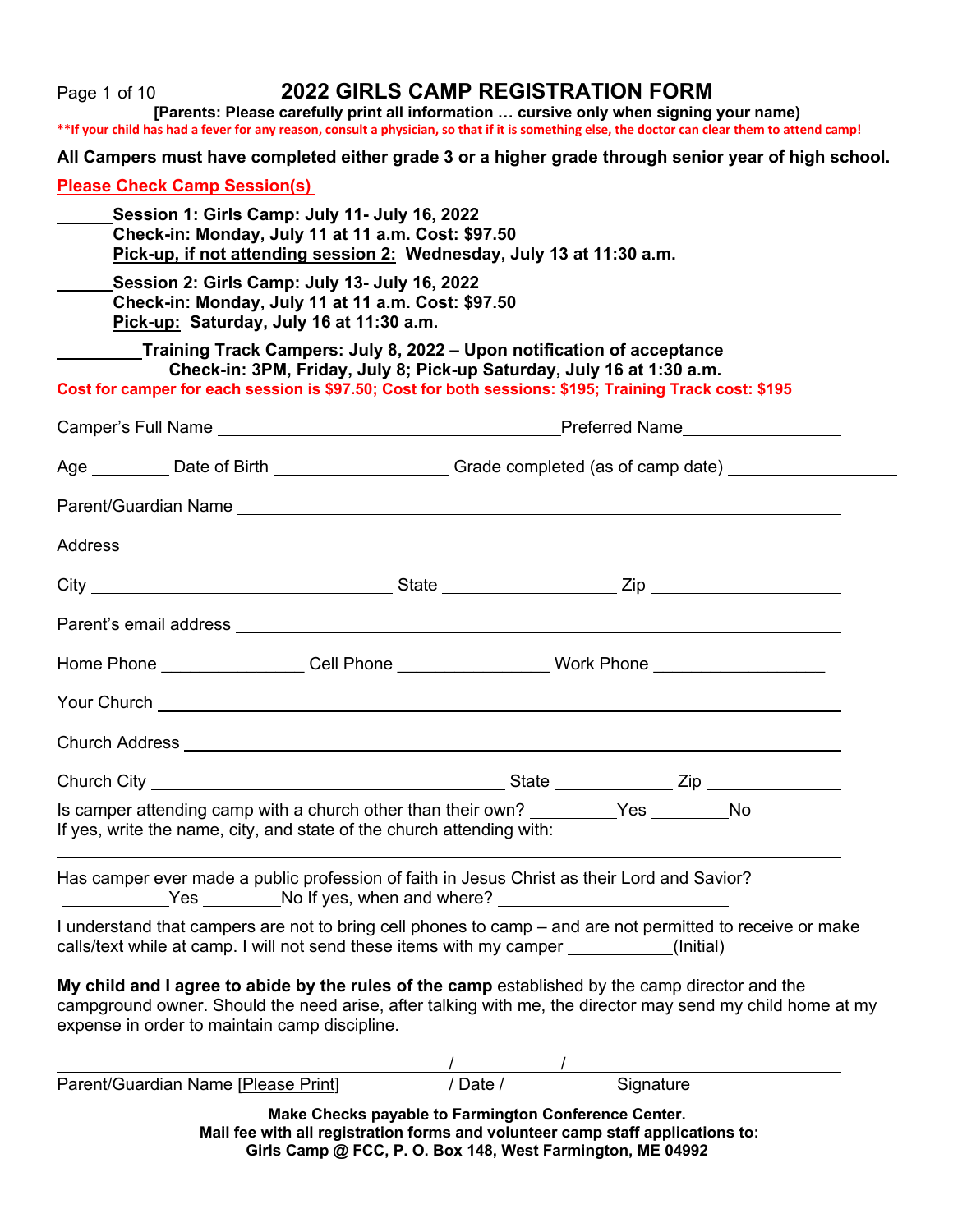# 2022 GIRLS CAMP REGISTRATION FORM

**[Parents: Please carefully print all information … cursive only when signing your name)**

**\*\*If your child has had a fever for any reason, consult a physician, so that if it is something else, the doctor can clear them to attend camp!**

**All Campers must have completed either grade 3 or a higher grade through senior year of high school.**

**Please Check Camp Session(s)**

______ **Session 1: Girls Camp: July 11- July 16, 2022**
**Check-in: Monday, July 11 at 11 a.m. Cost: $97.50**
**Pick-up, if not attending session 2: Wednesday, July 13 at 11:30 a.m.**

______ **Session 2: Girls Camp: July 13- July 16, 2022**
**Check-in: Monday, July 11 at 11 a.m. Cost: $97.50**
**Pick-up: Saturday, July 16 at 11:30 a.m.**

_________ **Training Track Campers: July 8, 2022 – Upon notification of acceptance**
**Check-in: 3PM, Friday, July 8; Pick-up Saturday, July 16 at 1:30 a.m.**

**Cost for camper for each session is $97.50; Cost for both sessions: $195; Training Track cost: $195**

Camper's Full Name ____________________________________ Preferred Name ________________

Age ________ Date of Birth __________________ Grade completed (as of camp date) __________________

Parent/Guardian Name ______________________________________________________________

Address ______________________________________________________________________

City ________________________________ State __________________ Zip ____________________

Parent's email address _______________________________________________________________

Home Phone _______________ Cell Phone ________________ Work Phone __________________

Your Church _________________________________________________________________________

Church Address ______________________________________________________________________

Church City ______________________________________ State _____________ Zip ______________

Is camper attending camp with a church other than their own? _________Yes ________No
If yes, write the name, city, and state of the church attending with:

_____________________________________________________________________________________

Has camper ever made a public profession of faith in Jesus Christ as their Lord and Savior?
___________Yes ________No If yes, when and where? _________________________

I understand that campers are not to bring cell phones to camp – and are not permitted to receive or make calls/text while at camp. I will not send these items with my camper ___________(Initial)

**My child and I agree to abide by the rules of the camp** established by the camp director and the campground owner. Should the need arise, after talking with me, the director may send my child home at my expense in order to maintain camp discipline.

_______________________________________ / __________ / ______________________________
Parent/Guardian Name [Please Print] / Date / Signature

**Make Checks payable to Farmington Conference Center.**
**Mail fee with all registration forms and volunteer camp staff applications to:**
**Girls Camp @ FCC, P. O. Box 148, West Farmington, ME 04992**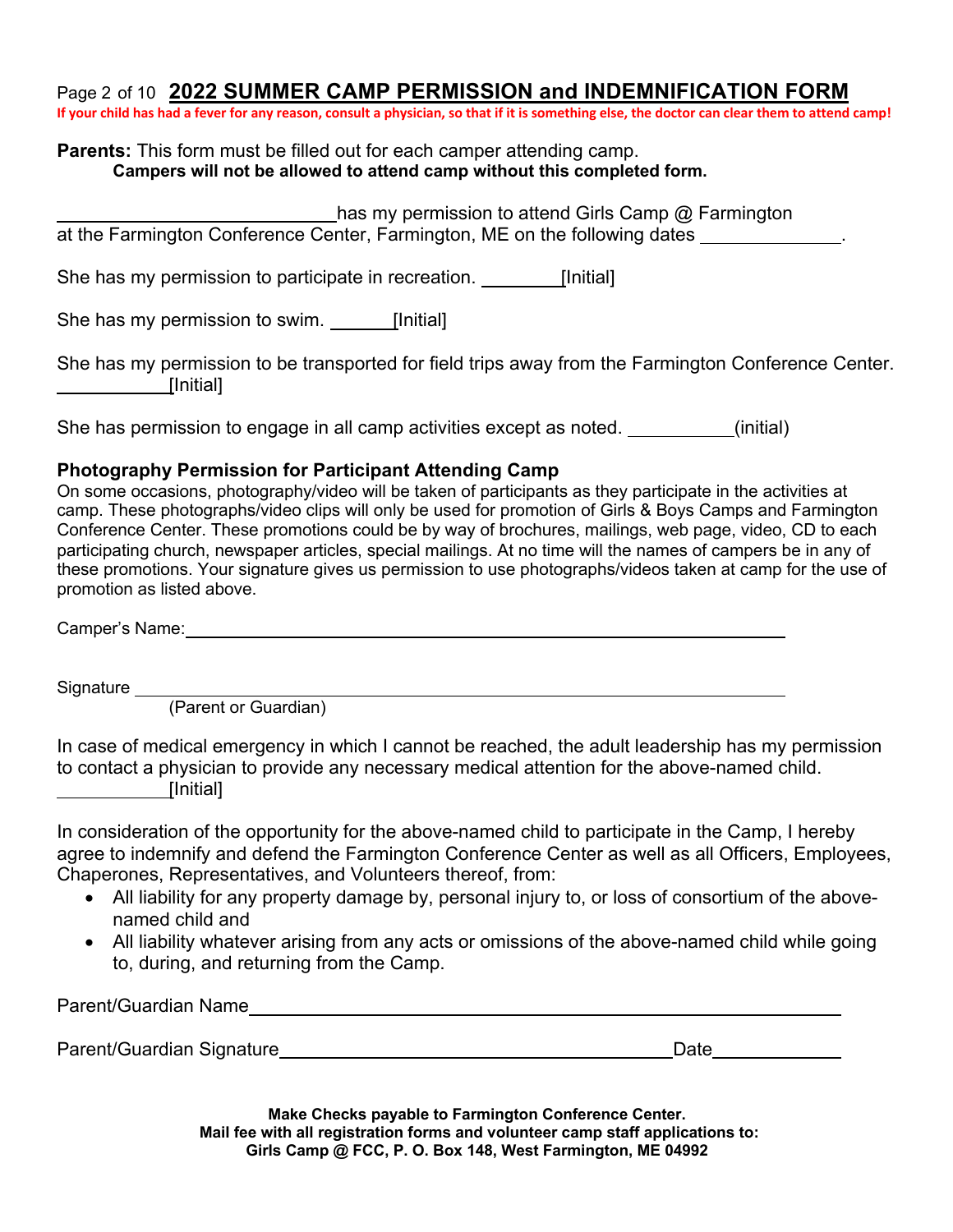# 2022 SUMMER CAMP PERMISSION and INDEMNIFICATION FORM

**If your child has had a fever for any reason, consult a physician, so that if it is something else, the doctor can clear them to attend camp!**

**Parents:** This form must be filled out for each camper attending camp.

**Campers will not be allowed to attend camp without this completed form.**

____________________________ has my permission to attend Girls Camp @ Farmington at the Farmington Conference Center, Farmington, ME on the following dates ______________.

She has my permission to participate in recreation. ________[Initial]

She has my permission to swim. ______[Initial]

She has my permission to be transported for field trips away from the Farmington Conference Center. ___________[Initial]

She has permission to engage in all camp activities except as noted. ___________(initial)

### Photography Permission for Participant Attending Camp

On some occasions, photography/video will be taken of participants as they participate in the activities at camp. These photographs/video clips will only be used for promotion of Girls & Boys Camps and Farmington Conference Center. These promotions could be by way of brochures, mailings, web page, video, CD to each participating church, newspaper articles, special mailings. At no time will the names of campers be in any of these promotions. Your signature gives us permission to use photographs/videos taken at camp for the use of promotion as listed above.

Camper's Name: ____________________________________________________________

Signature ____________________________________________________________
(Parent or Guardian)

In case of medical emergency in which I cannot be reached, the adult leadership has my permission to contact a physician to provide any necessary medical attention for the above-named child. ___________[Initial]

In consideration of the opportunity for the above-named child to participate in the Camp, I hereby agree to indemnify and defend the Farmington Conference Center as well as all Officers, Employees, Chaperones, Representatives, and Volunteers thereof, from:

- All liability for any property damage by, personal injury to, or loss of consortium of the above-named child and
- All liability whatever arising from any acts or omissions of the above-named child while going to, during, and returning from the Camp.

Parent/Guardian Name ____________________________________________________________

Parent/Guardian Signature ______________________________________ Date ____________

**Make Checks payable to Farmington Conference Center.**
**Mail fee with all registration forms and volunteer camp staff applications to:**
**Girls Camp @ FCC, P. O. Box 148, West Farmington, ME 04992**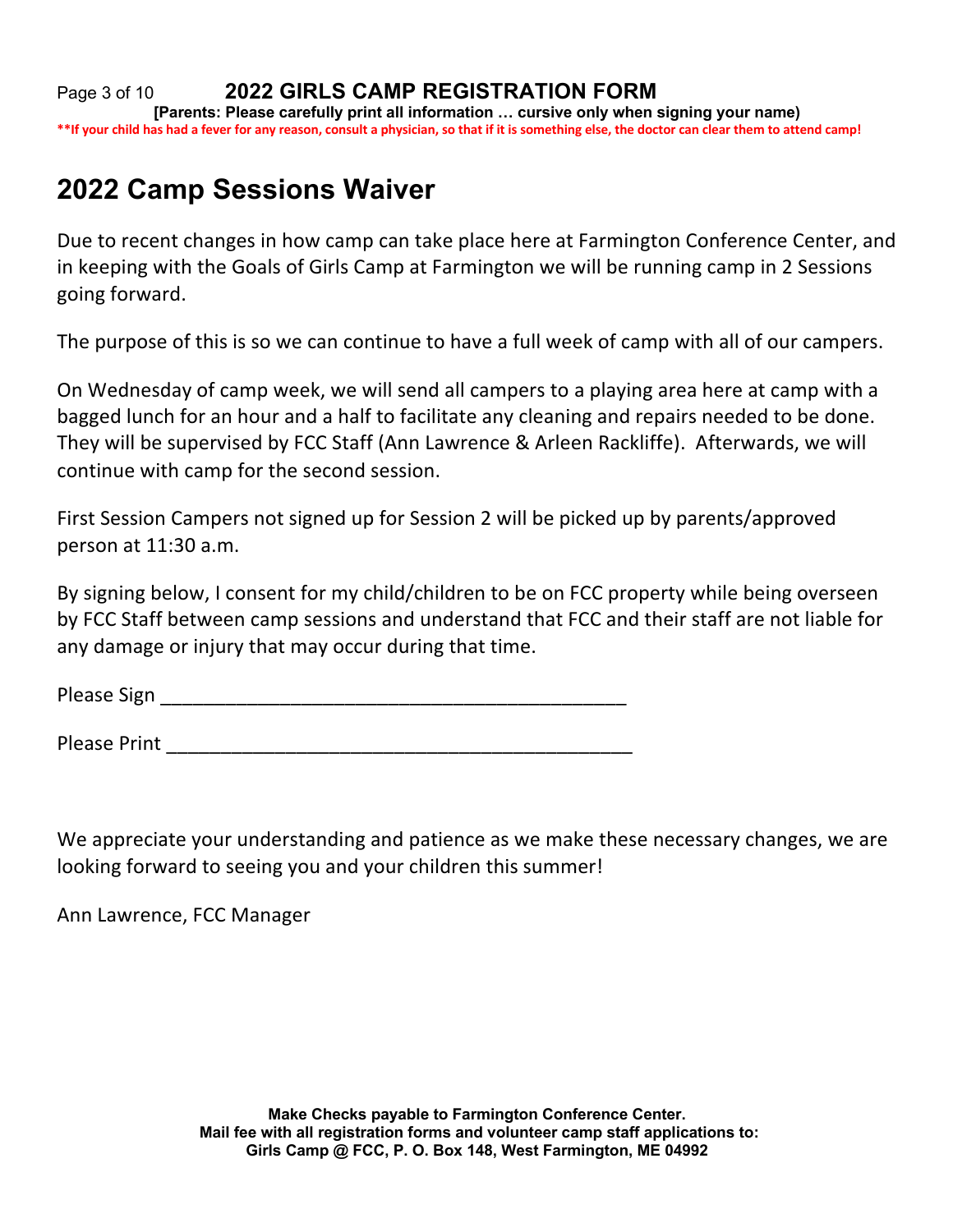# 2022 GIRLS CAMP REGISTRATION FORM

**[Parents: Please carefully print all information … cursive only when signing your name)**

**\*\*If your child has had a fever for any reason, consult a physician, so that if it is something else, the doctor can clear them to attend camp!**

## 2022 Camp Sessions Waiver

Due to recent changes in how camp can take place here at Farmington Conference Center, and in keeping with the Goals of Girls Camp at Farmington we will be running camp in 2 Sessions going forward.

The purpose of this is so we can continue to have a full week of camp with all of our campers.

On Wednesday of camp week, we will send all campers to a playing area here at camp with a bagged lunch for an hour and a half to facilitate any cleaning and repairs needed to be done. They will be supervised by FCC Staff (Ann Lawrence & Arleen Rackliffe). Afterwards, we will continue with camp for the second session.

First Session Campers not signed up for Session 2 will be picked up by parents/approved person at 11:30 a.m.

By signing below, I consent for my child/children to be on FCC property while being overseen by FCC Staff between camp sessions and understand that FCC and their staff are not liable for any damage or injury that may occur during that time.

Please Sign \_\_\_\_\_\_\_\_\_\_\_\_\_\_\_\_\_\_\_\_\_\_\_\_\_\_\_\_\_\_\_\_\_\_\_\_\_\_\_\_\_\_\_\_

Please Print \_\_\_\_\_\_\_\_\_\_\_\_\_\_\_\_\_\_\_\_\_\_\_\_\_\_\_\_\_\_\_\_\_\_\_\_\_\_\_\_\_\_\_\_

We appreciate your understanding and patience as we make these necessary changes, we are looking forward to seeing you and your children this summer!

Ann Lawrence, FCC Manager

**Make Checks payable to Farmington Conference Center.**
**Mail fee with all registration forms and volunteer camp staff applications to:**
**Girls Camp @ FCC, P. O. Box 148, West Farmington, ME 04992**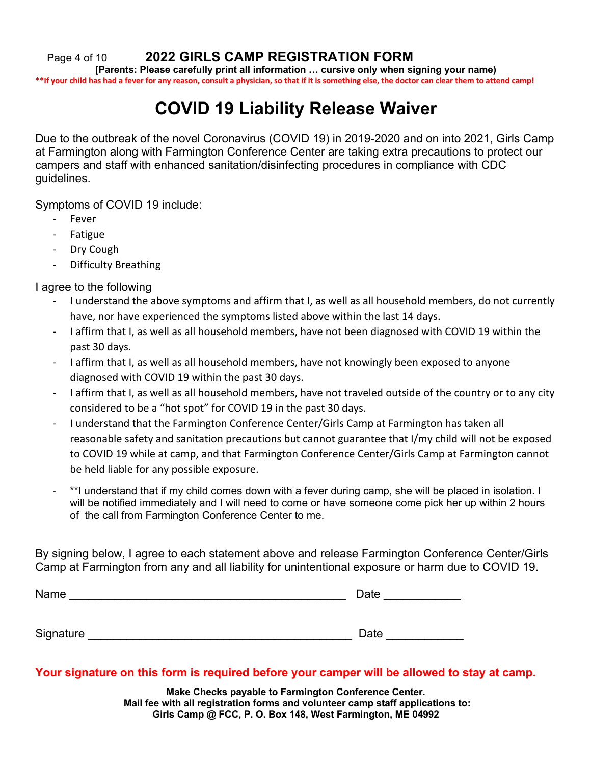**2022 GIRLS CAMP REGISTRATION FORM**

**[Parents: Please carefully print all information … cursive only when signing your name)**

****If your child has had a fever for any reason, consult a physician, so that if it is something else, the doctor can clear them to attend camp!**

# COVID 19 Liability Release Waiver

Due to the outbreak of the novel Coronavirus (COVID 19) in 2019-2020 and on into 2021, Girls Camp at Farmington along with Farmington Conference Center are taking extra precautions to protect our campers and staff with enhanced sanitation/disinfecting procedures in compliance with CDC guidelines.

Symptoms of COVID 19 include:

- Fever
- Fatigue
- Dry Cough
- Difficulty Breathing

I agree to the following

- I understand the above symptoms and affirm that I, as well as all household members, do not currently have, nor have experienced the symptoms listed above within the last 14 days.
- I affirm that I, as well as all household members, have not been diagnosed with COVID 19 within the past 30 days.
- I affirm that I, as well as all household members, have not knowingly been exposed to anyone diagnosed with COVID 19 within the past 30 days.
- I affirm that I, as well as all household members, have not traveled outside of the country or to any city considered to be a "hot spot" for COVID 19 in the past 30 days.
- I understand that the Farmington Conference Center/Girls Camp at Farmington has taken all reasonable safety and sanitation precautions but cannot guarantee that I/my child will not be exposed to COVID 19 while at camp, and that Farmington Conference Center/Girls Camp at Farmington cannot be held liable for any possible exposure.
- **I understand that if my child comes down with a fever during camp, she will be placed in isolation. I will be notified immediately and I will need to come or have someone come pick her up within 2 hours of the call from Farmington Conference Center to me.

By signing below, I agree to each statement above and release Farmington Conference Center/Girls Camp at Farmington from any and all liability for unintentional exposure or harm due to COVID 19.

Name ___________________________________________ Date ____________

Signature _________________________________________ Date ____________

**Your signature on this form is required before your camper will be allowed to stay at camp.**

**Make Checks payable to Farmington Conference Center.**
**Mail fee with all registration forms and volunteer camp staff applications to:**
**Girls Camp @ FCC, P. O. Box 148, West Farmington, ME 04992**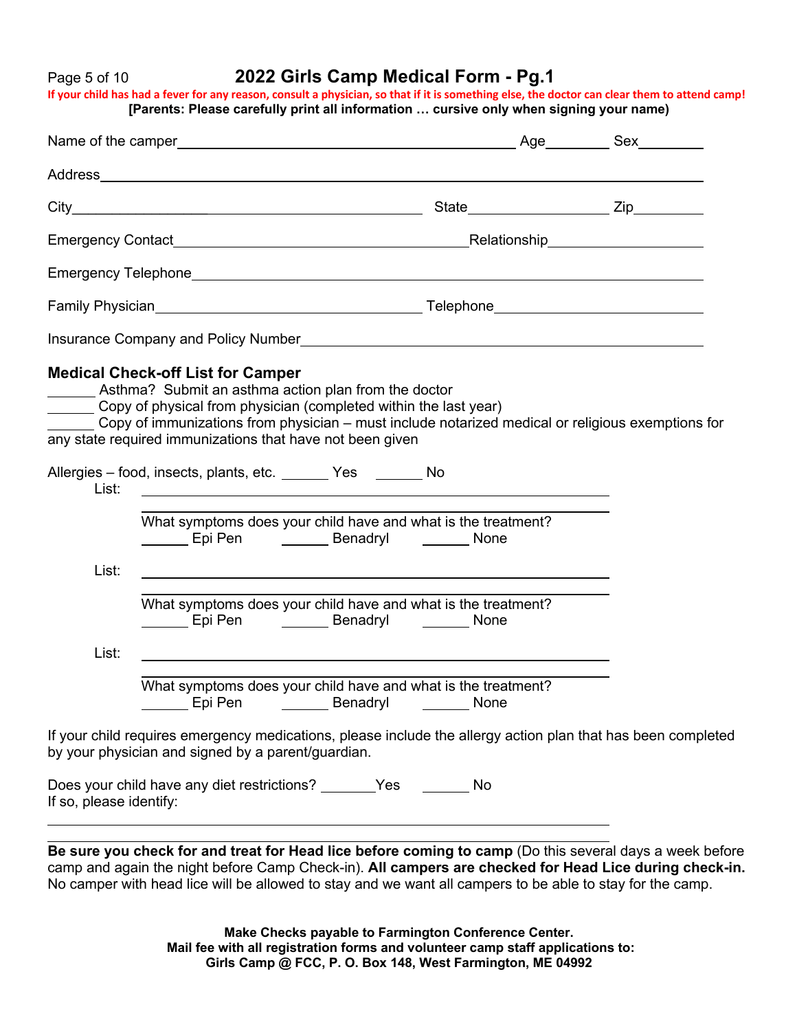# 2022 Girls Camp Medical Form - Pg.1

**If your child has had a fever for any reason, consult a physician, so that if it is something else, the doctor can clear them to attend camp!**

**[Parents: Please carefully print all information … cursive only when signing your name)**

Name of the camper__________________________________ Age________ Sex________

Address________________________________________________________________

City______________________________ State__________________ Zip_________

Emergency Contact______________________________ Relationship____________________

Emergency Telephone____________________________________________________

Family Physician__________________________ Telephone__________________________

Insurance Company and Policy Number________________________________________

## Medical Check-off List for Camper

______ Asthma? Submit an asthma action plan from the doctor

______ Copy of physical from physician (completed within the last year)

______ Copy of immunizations from physician – must include notarized medical or religious exemptions for any state required immunizations that have not been given

Allergies – food, insects, plants, etc. ______ Yes ______ No

List: ________________________________________________
________________________________________________

What symptoms does your child have and what is the treatment?
______ Epi Pen ______ Benadryl ______ None

List: ________________________________________________
________________________________________________

What symptoms does your child have and what is the treatment?
______ Epi Pen ______ Benadryl ______ None

List: ________________________________________________
________________________________________________

What symptoms does your child have and what is the treatment?
______ Epi Pen ______ Benadryl ______ None

If your child requires emergency medications, please include the allergy action plan that has been completed by your physician and signed by a parent/guardian.

Does your child have any diet restrictions? _______Yes ______ No
If so, please identify:

________________________________________________________________
________________________________________________________________

**Be sure you check for and treat for Head lice before coming to camp** (Do this several days a week before camp and again the night before Camp Check-in). **All campers are checked for Head Lice during check-in.** No camper with head lice will be allowed to stay and we want all campers to be able to stay for the camp.

**Make Checks payable to Farmington Conference Center.**
**Mail fee with all registration forms and volunteer camp staff applications to:**
**Girls Camp @ FCC, P. O. Box 148, West Farmington, ME 04992**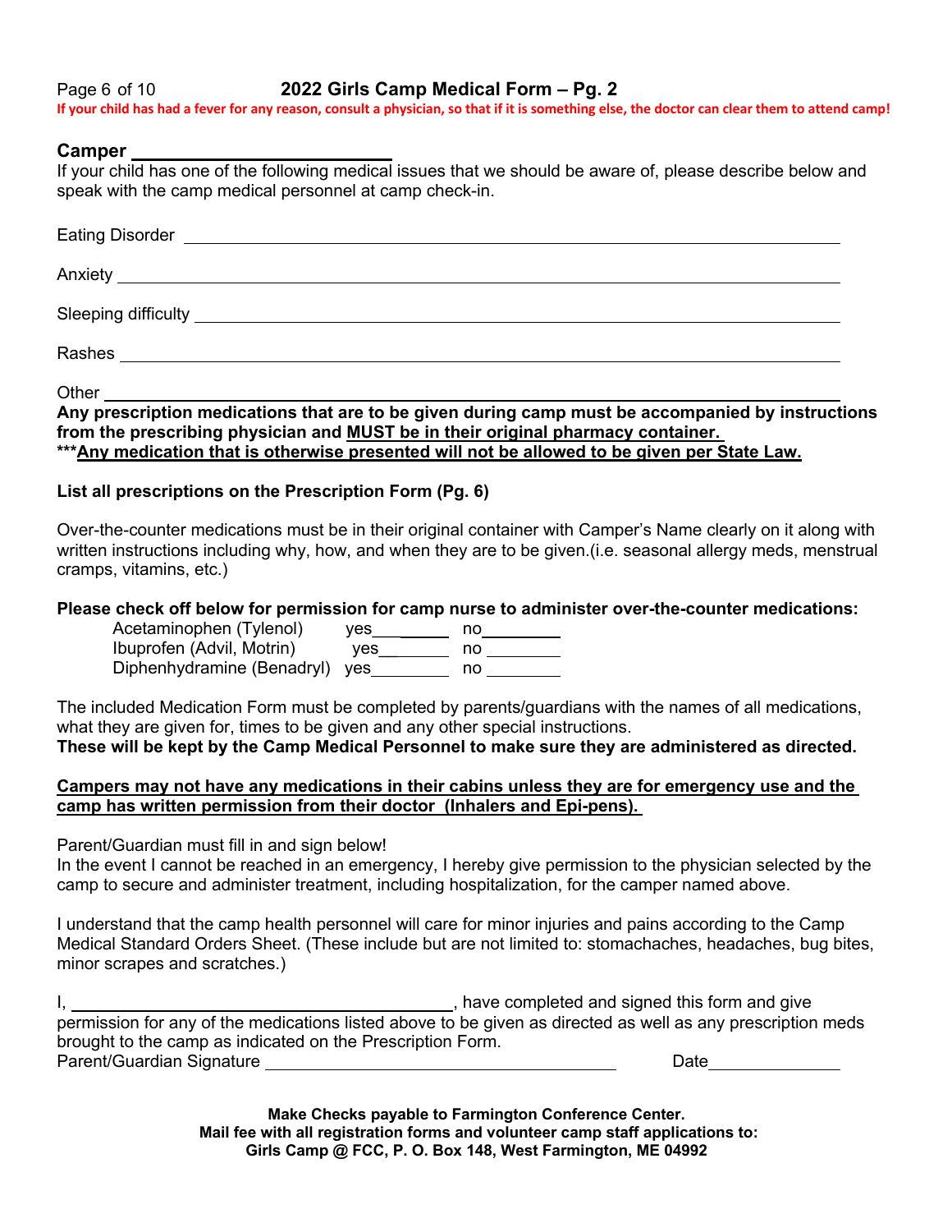**2022 Girls Camp Medical Form – Pg. 2**

**If your child has had a fever for any reason, consult a physician, so that if it is something else, the doctor can clear them to attend camp!**

**Camper** ____________________________

If your child has one of the following medical issues that we should be aware of, please describe below and speak with the camp medical personnel at camp check-in.

Eating Disorder ____________________________________________________________

Anxiety __________________________________________________________________

Sleeping difficulty __________________________________________________________

Rashes __________________________________________________________________

Other ___________________________________________________________________

**Any prescription medications that are to be given during camp must be accompanied by instructions from the prescribing physician and <u>MUST be in their original pharmacy container.</u>**
**\*\*\*<u>Any medication that is otherwise presented will not be allowed to be given per State Law.</u>**

**List all prescriptions on the Prescription Form (Pg. 6)**

Over-the-counter medications must be in their original container with Camper's Name clearly on it along with written instructions including why, how, and when they are to be given.(i.e. seasonal allergy meds, menstrual cramps, vitamins, etc.)

**Please check off below for permission for camp nurse to administer over-the-counter medications:**

| Medication | | |
|---|---|---|
| Acetaminophen (Tylenol) | yes________ | no________ |
| Ibuprofen (Advil, Motrin) | yes________ | no________ |
| Diphenhydramine (Benadryl) | yes________ | no________ |

The included Medication Form must be completed by parents/guardians with the names of all medications, what they are given for, times to be given and any other special instructions.
**These will be kept by the Camp Medical Personnel to make sure they are administered as directed.**

**<u>Campers may not have any medications in their cabins unless they are for emergency use and the camp has written permission from their doctor (Inhalers and Epi-pens).</u>**

Parent/Guardian must fill in and sign below!
In the event I cannot be reached in an emergency, I hereby give permission to the physician selected by the camp to secure and administer treatment, including hospitalization, for the camper named above.

I understand that the camp health personnel will care for minor injuries and pains according to the Camp Medical Standard Orders Sheet. (These include but are not limited to: stomachaches, headaches, bug bites, minor scrapes and scratches.)

I, ______________________________________, have completed and signed this form and give permission for any of the medications listed above to be given as directed as well as any prescription meds brought to the camp as indicated on the Prescription Form.
Parent/Guardian Signature __________________________________ Date______________

**Make Checks payable to Farmington Conference Center.**
**Mail fee with all registration forms and volunteer camp staff applications to:**
**Girls Camp @ FCC, P. O. Box 148, West Farmington, ME 04992**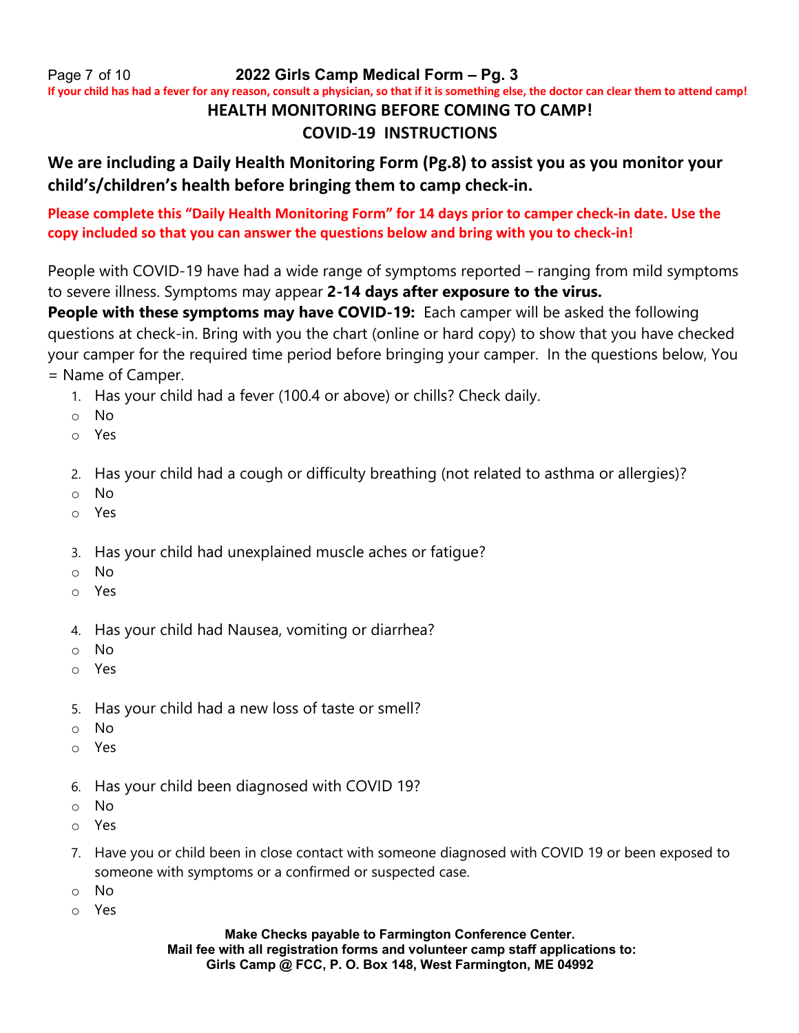**2022 Girls Camp Medical Form – Pg. 3**

**If your child has had a fever for any reason, consult a physician, so that if it is something else, the doctor can clear them to attend camp!**

## HEALTH MONITORING BEFORE COMING TO CAMP!

## COVID-19 INSTRUCTIONS

### We are including a Daily Health Monitoring Form (Pg.8) to assist you as you monitor your child's/children's health before bringing them to camp check-in.

**Please complete this "Daily Health Monitoring Form" for 14 days prior to camper check-in date. Use the copy included so that you can answer the questions below and bring with you to check-in!**

People with COVID-19 have had a wide range of symptoms reported – ranging from mild symptoms to severe illness. Symptoms may appear **2-14 days after exposure to the virus.**

**People with these symptoms may have COVID-19:** Each camper will be asked the following questions at check-in. Bring with you the chart (online or hard copy) to show that you have checked your camper for the required time period before bringing your camper. In the questions below, You = Name of Camper.

1. Has your child had a fever (100.4 or above) or chills? Check daily.
   - No
   - Yes
2. Has your child had a cough or difficulty breathing (not related to asthma or allergies)?
   - No
   - Yes
3. Has your child had unexplained muscle aches or fatigue?
   - No
   - Yes
4. Has your child had Nausea, vomiting or diarrhea?
   - No
   - Yes
5. Has your child had a new loss of taste or smell?
   - No
   - Yes
6. Has your child been diagnosed with COVID 19?
   - No
   - Yes
7. Have you or child been in close contact with someone diagnosed with COVID 19 or been exposed to someone with symptoms or a confirmed or suspected case.
   - No
   - Yes

**Make Checks payable to Farmington Conference Center.**
**Mail fee with all registration forms and volunteer camp staff applications to:**
**Girls Camp @ FCC, P. O. Box 148, West Farmington, ME 04992**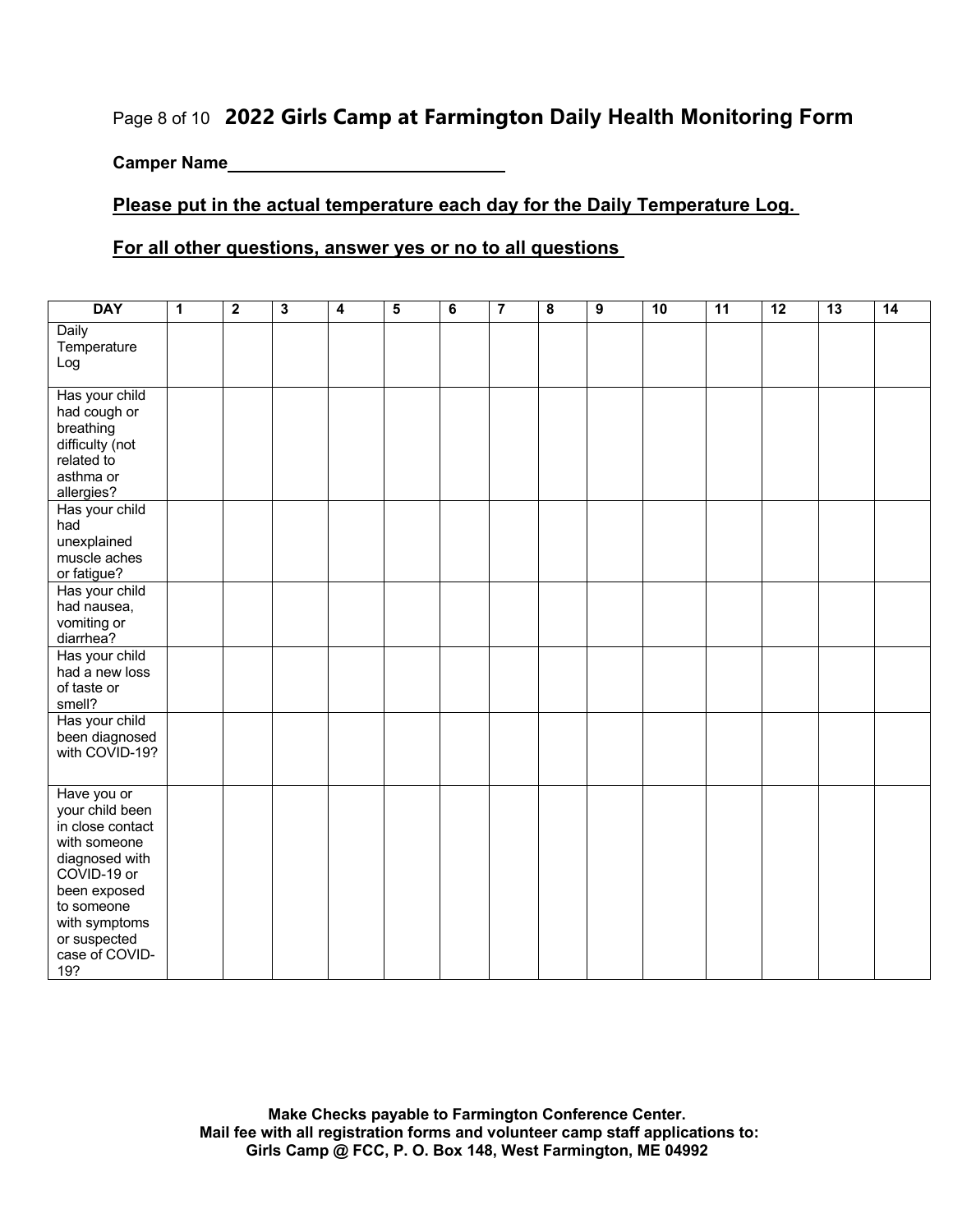## 2022 Girls Camp at Farmington Daily Health Monitoring Form

**Camper Name**______________________________

**Please put in the actual temperature each day for the Daily Temperature Log.**

**For all other questions, answer yes or no to all questions**

| DAY | 1 | 2 | 3 | 4 | 5 | 6 | 7 | 8 | 9 | 10 | 11 | 12 | 13 | 14 |
|---|---|---|---|---|---|---|---|---|---|---|---|---|---|---|
| Daily Temperature Log | | | | | | | | | | | | | | |
| Has your child had cough or breathing difficulty (not related to asthma or allergies? | | | | | | | | | | | | | | |
| Has your child had unexplained muscle aches or fatigue? | | | | | | | | | | | | | | |
| Has your child had nausea, vomiting or diarrhea? | | | | | | | | | | | | | | |
| Has your child had a new loss of taste or smell? | | | | | | | | | | | | | | |
| Has your child been diagnosed with COVID-19? | | | | | | | | | | | | | | |
| Have you or your child been in close contact with someone diagnosed with COVID-19 or been exposed to someone with symptoms or suspected case of COVID-19? | | | | | | | | | | | | | | |

**Make Checks payable to Farmington Conference Center.**
**Mail fee with all registration forms and volunteer camp staff applications to:**
**Girls Camp @ FCC, P. O. Box 148, West Farmington, ME 04992**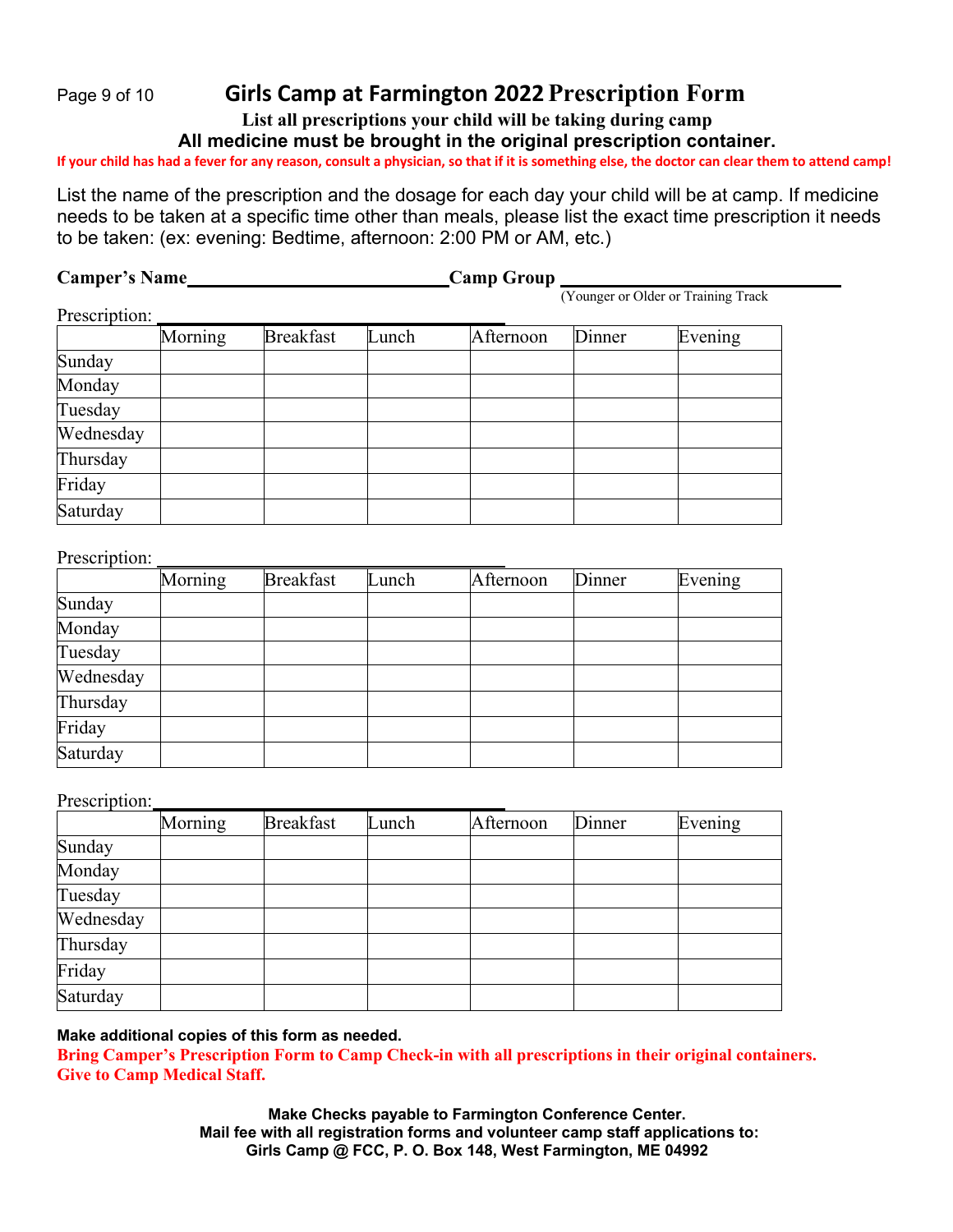# Girls Camp at Farmington 2022 Prescription Form

**List all prescriptions your child will be taking during camp**

**All medicine must be brought in the original prescription container.**

**If your child has had a fever for any reason, consult a physician, so that if it is something else, the doctor can clear them to attend camp!**

List the name of the prescription and the dosage for each day your child will be at camp. If medicine needs to be taken at a specific time other than meals, please list the exact time prescription it needs to be taken: (ex: evening: Bedtime, afternoon: 2:00 PM or AM, etc.)

**Camper's Name**\_\_\_\_\_\_\_\_\_\_\_\_\_\_\_\_\_\_\_\_\_\_\_\_\_\_**Camp Group** \_\_\_\_\_\_\_\_\_\_\_\_\_\_\_\_\_\_\_\_\_\_\_\_\_\_

(Younger or Older or Training Track

Prescription: \_\_\_\_\_\_\_\_\_\_\_\_\_\_\_\_\_\_\_\_\_\_\_\_\_\_\_\_\_\_\_\_\_\_\_\_

| | Morning | Breakfast | Lunch | Afternoon | Dinner | Evening |
|---|---|---|---|---|---|---|
| Sunday | | | | | | |
| Monday | | | | | | |
| Tuesday | | | | | | |
| Wednesday | | | | | | |
| Thursday | | | | | | |
| Friday | | | | | | |
| Saturday | | | | | | |

Prescription: \_\_\_\_\_\_\_\_\_\_\_\_\_\_\_\_\_\_\_\_\_\_\_\_\_\_\_\_\_\_\_\_\_\_\_\_

| | Morning | Breakfast | Lunch | Afternoon | Dinner | Evening |
|---|---|---|---|---|---|---|
| Sunday | | | | | | |
| Monday | | | | | | |
| Tuesday | | | | | | |
| Wednesday | | | | | | |
| Thursday | | | | | | |
| Friday | | | | | | |
| Saturday | | | | | | |

Prescription: \_\_\_\_\_\_\_\_\_\_\_\_\_\_\_\_\_\_\_\_\_\_\_\_\_\_\_\_\_\_\_\_\_\_\_\_

| | Morning | Breakfast | Lunch | Afternoon | Dinner | Evening |
|---|---|---|---|---|---|---|
| Sunday | | | | | | |
| Monday | | | | | | |
| Tuesday | | | | | | |
| Wednesday | | | | | | |
| Thursday | | | | | | |
| Friday | | | | | | |
| Saturday | | | | | | |

**Make additional copies of this form as needed.**

**Bring Camper's Prescription Form to Camp Check-in with all prescriptions in their original containers. Give to Camp Medical Staff.**

**Make Checks payable to Farmington Conference Center.**
**Mail fee with all registration forms and volunteer camp staff applications to:**
**Girls Camp @ FCC, P. O. Box 148, West Farmington, ME 04992**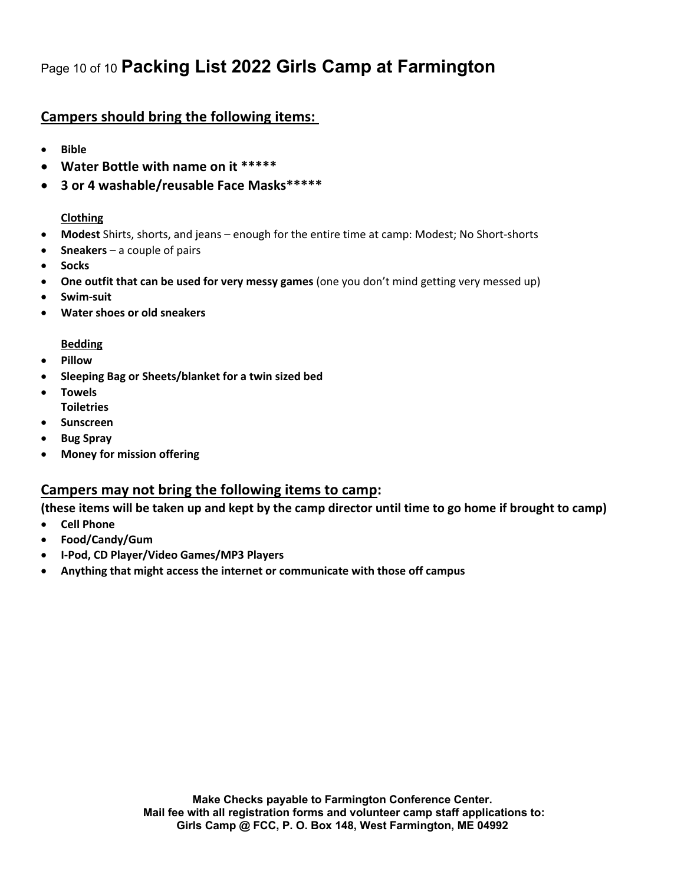# Packing List 2022 Girls Camp at Farmington

## Campers should bring the following items:

- **Bible**
- **Water Bottle with name on it *****
- **3 or 4 washable/reusable Face Masks*****

**Clothing**

- **Modest** Shirts, shorts, and jeans – enough for the entire time at camp: Modest; No Short-shorts
- **Sneakers** – a couple of pairs
- **Socks**
- **One outfit that can be used for very messy games** (one you don't mind getting very messed up)
- **Swim-suit**
- **Water shoes or old sneakers**

**Bedding**

- **Pillow**
- **Sleeping Bag or Sheets/blanket for a twin sized bed**
- **Towels**

**Toiletries**

- **Sunscreen**
- **Bug Spray**
- **Money for mission offering**

## Campers may not bring the following items to camp:

**(these items will be taken up and kept by the camp director until time to go home if brought to camp)**

- **Cell Phone**
- **Food/Candy/Gum**
- **I-Pod, CD Player/Video Games/MP3 Players**
- **Anything that might access the internet or communicate with those off campus**

**Make Checks payable to Farmington Conference Center.**
**Mail fee with all registration forms and volunteer camp staff applications to:**
**Girls Camp @ FCC, P. O. Box 148, West Farmington, ME 04992**